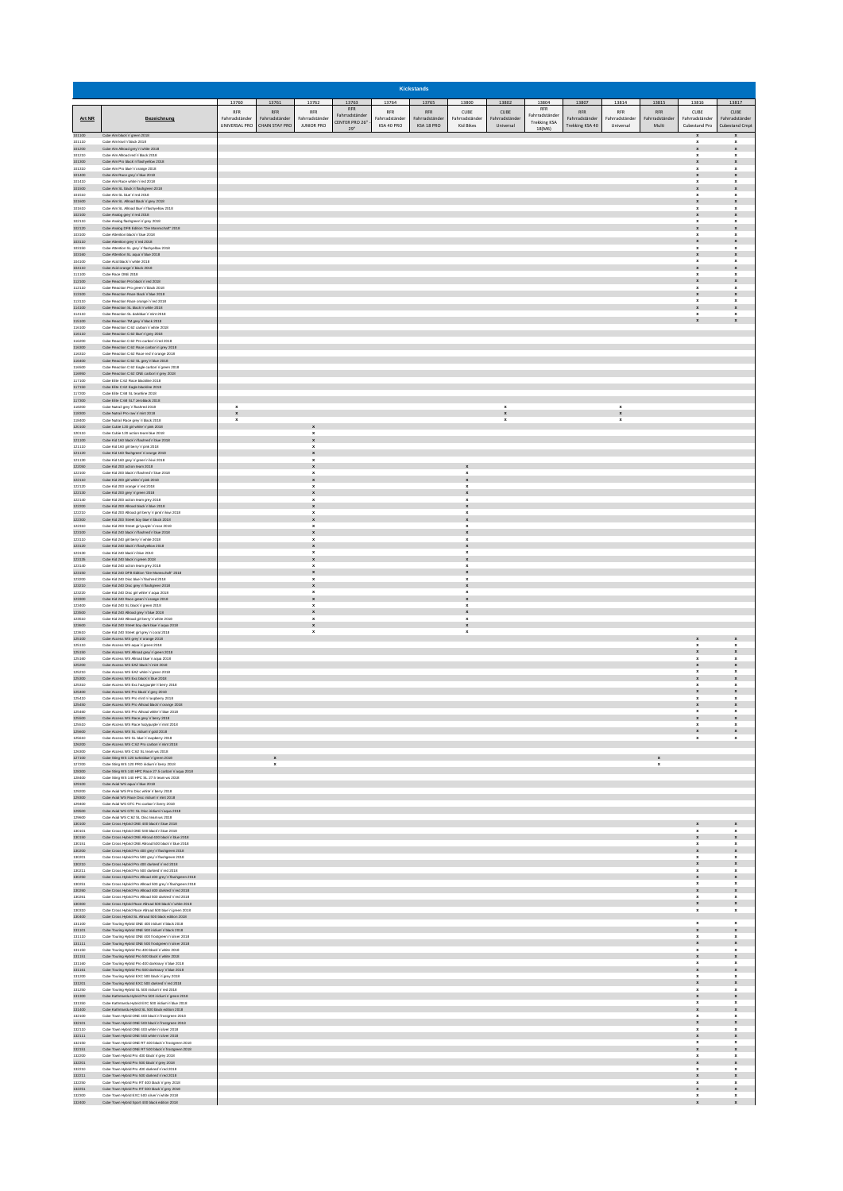# Kickstands

| Art NR | Bezeichnung | 13760 RFR Fahrradständer UNIVERSAL PRO | 13761 RFR Fahrradständer CHAIN STAY PRO | 13762 RFR Fahrradständer JUNIOR PRO | 13763 RFR Fahrradständer CENTER PRO 26"-29" | 13764 RFR Fahrradständer KSA 40 PRO | 13765 RFR Fahrradständer KSA 18 PRO | 13800 CUBE Fahrradständer Kid Bikes | 13802 CUBE Fahrradständer Universal | 13804 RFR Fahrradständer Trekking KSA 18(M6) | 13807 RFR Fahrradständer Trekking KSA 40 | 13814 RFR Fahrradständer Universal | 13815 RFR Fahrradständer Multi | 13816 CUBE Fahrradständer Cubestand Pro | 13817 CUBE Fahrradständer Cubestand Cmpt |
|---|---|---|---|---|---|---|---|---|---|---|---|---|---|---|---|
| 101100 | Cube Aim black´n´green 2018 | | | | | | | | | | | | | x | x |
| 101110 | Cube Aim teal´n´black 2018 | | | | | | | | | | | | | x | x |
| 101200 | Cube Aim Allroad grey´n´white 2018 | | | | | | | | | | | | | x | x |
| 101210 | Cube Aim Allroad red´n´black 2018 | | | | | | | | | | | | | x | x |
| 101300 | Cube Aim Pro black´n´flashyellow 2018 | | | | | | | | | | | | | x | x |
| 101310 | Cube Aim Pro blue´n´orange 2018 | | | | | | | | | | | | | x | x |
| 101400 | Cube Aim Race grey´n´blue 2018 | | | | | | | | | | | | | x | x |
| 101410 | Cube Aim Race white´n´red 2018 | | | | | | | | | | | | | x | x |
| 101500 | Cube Aim SL black´n´flashgreen 2018 | | | | | | | | | | | | | x | x |
| 101510 | Cube Aim SL blue´n´red 2018 | | | | | | | | | | | | | x | x |
| 101600 | Cube Aim SL Allroad black´n´grey 2018 | | | | | | | | | | | | | x | x |
| 101610 | Cube Aim SL Allroad blue´n´flashyellow 2018 | | | | | | | | | | | | | x | x |
| 102100 | Cube Analog grey´n´red 2018 | | | | | | | | | | | | | x | x |
| 102110 | Cube Analog flashgreen´n´grey 2018 | | | | | | | | | | | | | x | x |
| 102120 | Cube Analog DFB Edition "Die Mannschaft" 2018 | | | | | | | | | | | | | x | x |
| 103100 | Cube Attention black´n´blue 2018 | | | | | | | | | | | | | x | x |
| 103110 | Cube Attention grey´n´red 2018 | | | | | | | | | | | | | x | x |
| 103150 | Cube Attention SL grey´n´flashyellow 2018 | | | | | | | | | | | | | x | x |
| 103160 | Cube Attention SL aqua´n´blue 2018 | | | | | | | | | | | | | x | x |
| 104100 | Cube Acid black´n´white 2018 | | | | | | | | | | | | | x | x |
| 104110 | Cube Acid orange´n´black 2018 | | | | | | | | | | | | | x | x |
| 111100 | Cube Race ONE 2018 | | | | | | | | | | | | | x | x |
| 112100 | Cube Reaction Pro black´n´red 2018 | | | | | | | | | | | | | x | x |
| 112110 | Cube Reaction Pro green´n´black 2018 | | | | | | | | | | | | | x | x |
| 113100 | Cube Reaction Race black´n´blue 2018 | | | | | | | | | | | | | x | x |
| 113110 | Cube Reaction Race orange´n´red 2018 | | | | | | | | | | | | | x | x |
| 114100 | Cube Reaction SL black´n´white 2018 | | | | | | | | | | | | | x | x |
| 114110 | Cube Reaction SL darkblue´n´mint 2018 | | | | | | | | | | | | | x | x |
| 115100 | Cube Reaction TM grey´n´black 2018 | | | | | | | | | | | | | x | x |
| 116100 | Cube Reaction C:62 carbon´n´white 2018 | | | | | | | | | | | | | | |
| 116110 | Cube Reaction C:62 blue´n´grey 2018 | | | | | | | | | | | | | | |
| 116200 | Cube Reaction C:62 Pro carbon´n´red 2018 | | | | | | | | | | | | | | |
| 116300 | Cube Reaction C:62 Race carbon´n´grey 2018 | | | | | | | | | | | | | | |
| 116310 | Cube Reaction C:62 Race red´n´orange 2018 | | | | | | | | | | | | | | |
| 116400 | Cube Reaction C:62 SL grey´n´blue 2018 | | | | | | | | | | | | | | |
| 116500 | Cube Reaction C:62 Eagle carbon´n´green 2018 | | | | | | | | | | | | | | |
| 116950 | Cube Reaction C:62 ONE carbon´n´grey 2018 | | | | | | | | | | | | | | |
| 117100 | Cube Elite C:62 Race blackline 2018 | | | | | | | | | | | | | | |
| 117150 | Cube Elite C:62 Eagle blackline 2018 | | | | | | | | | | | | | | |
| 117200 | Cube Elite C:68 SL teamline 2018 | | | | | | | | | | | | | | |
| 117300 | Cube Elite C:68 SLT zeroblack 2018 | | | | | | | | | | | | | | |
| 118200 | Cube Nutrail grey´n´flashred 2018 | x | | | | | | | x | | | x | | | |
| 118300 | Cube Nutrail Pro raw´n´mint 2018 | x | | | | | | | x | | | x | | | |
| 118400 | Cube Nutrail Race grey´n´black 2018 | x | | | | | | | x | | | x | | | |
| 120100 | Cube Cubie 120 girl white´n´pink 2018 | | | x | | | | | | | | | | | |
| 120110 | Cube Cubie 120 action team blue 2018 | | | x | | | | | | | | | | | |
| 121100 | Cube Kid 160 black´n´flashred´n´blue 2018 | | | x | | | | | | | | | | | |
| 121110 | Cube Kid 160 girl berry´n´pink 2018 | | | x | | | | | | | | | | | |
| 121120 | Cube Kid 160 flashgreen´n´orange 2018 | | | x | | | | | | | | | | | |
| 121130 | Cube Kid 160 grey´n´green´n´blue 2018 | | | x | | | | | | | | | | | |
| 122050 | Cube Kid 200 action team 2018 | | | x | | | | x | | | | | | | |
| 122100 | Cube Kid 200 black´n´flashred´n´blue 2018 | | | x | | | | x | | | | | | | |
| 122110 | Cube Kid 200 girl white´n´pink 2018 | | | x | | | | x | | | | | | | |
| 122120 | Cube Kid 200 orange´n´red 2018 | | | x | | | | x | | | | | | | |
| 122130 | Cube Kid 200 grey´n´green 2018 | | | x | | | | x | | | | | | | |
| 122150 | Cube Kid 200 action team grey 2018 | | | x | | | | x | | | | | | | |
| 122200 | Cube Kid 200 Allroad black´n´blue 2018 | | | x | | | | x | | | | | | | |
| 122210 | Cube Kid 200 Allroad girl berry´n´pink´n´blue 2018 | | | x | | | | x | | | | | | | |
| 122300 | Cube Kid 200 Street boy blue´n´black 2018 | | | x | | | | x | | | | | | | |
| 122310 | Cube Kid 200 Street girl purple´n´rose 2018 | | | x | | | | x | | | | | | | |
| 123100 | Cube Kid 240 black´n´flashred´n´blue 2018 | | | x | | | | x | | | | | | | |
| 123110 | Cube Kid 240 girl berry´n´white 2018 | | | x | | | | x | | | | | | | |
| 123120 | Cube Kid 240 black´n´flashyellow 2018 | | | x | | | | x | | | | | | | |
| 123130 | Cube Kid 240 black´n´blue 2018 | | | x | | | | x | | | | | | | |
| 123135 | Cube Kid 240 black´n´green 2018 | | | x | | | | x | | | | | | | |
| 123140 | Cube Kid 240 action team grey 2018 | | | x | | | | x | | | | | | | |
| 123150 | Cube Kid 240 DFB Edition "Die Mannschaft" 2018 | | | x | | | | x | | | | | | | |
| 123200 | Cube Kid 240 Disc blue´n´flashred 2018 | | | x | | | | x | | | | | | | |
| 123210 | Cube Kid 240 Disc grey´n´flashgreen 2018 | | | x | | | | x | | | | | | | |
| 123220 | Cube Kid 240 Disc girl white´n´aqua 2018 | | | x | | | | x | | | | | | | |
| 123300 | Cube Kid 240 Race green´n´orange 2018 | | | x | | | | x | | | | | | | |
| 123400 | Cube Kid 240 SL black´n´green 2018 | | | x | | | | x | | | | | | | |
| 123500 | Cube Kid 240 Allroad grey´n´blue 2018 | | | x | | | | x | | | | | | | |
| 123510 | Cube Kid 240 Allroad girl berry´n´white 2018 | | | x | | | | x | | | | | | | |
| 123600 | Cube Kid 240 Street boy darkblue´n´aqua 2018 | | | x | | | | x | | | | | | | |
| 123610 | Cube Kid 240 Street girl grey´n´coral 2018 | | | x | | | | x | | | | | | | |
| 125100 | Cube Access WS grey´n´orange 2018 | | | | | | | | | | | | | x | x |
| 125110 | Cube Access WS aqua´n´green 2018 | | | | | | | | | | | | | x | x |
| 125150 | Cube Access WS Allroad grey´n´green 2018 | | | | | | | | | | | | | x | x |
| 125160 | Cube Access WS Allroad blue´n´aqua 2018 | | | | | | | | | | | | | x | x |
| 125200 | Cube Access WS EAZ black´n´mint 2018 | | | | | | | | | | | | | x | x |
| 125210 | Cube Access WS EAZ white´n´green 2018 | | | | | | | | | | | | | x | x |
| 125300 | Cube Access WS Exc black´n´blue 2018 | | | | | | | | | | | | | x | x |
| 125310 | Cube Access WS Exc hazypurple´n´berry 2018 | | | | | | | | | | | | | x | x |
| 125400 | Cube Access WS Pro black´n´grey 2018 | | | | | | | | | | | | | x | x |
| 125410 | Cube Access WS Pro mint´n´raspberry 2018 | | | | | | | | | | | | | x | x |
| 125450 | Cube Access WS Pro Allroad black´n´orange 2018 | | | | | | | | | | | | | x | x |
| 125460 | Cube Access WS Pro Allroad white´n´blue 2018 | | | | | | | | | | | | | x | x |
| 125500 | Cube Access WS Race grey´n´berry 2018 | | | | | | | | | | | | | x | x |
| 125510 | Cube Access WS Race hazypurple´n´mint 2018 | | | | | | | | | | | | | x | x |
| 125600 | Cube Access WS SL iridium´n´gold 2018 | | | | | | | | | | | | | x | x |
| 125610 | Cube Access WS SL blue´n´raspberry 2018 | | | | | | | | | | | | | x | x |
| 126200 | Cube Access WS C:62 Pro carbon´n´mint 2018 | | | | | | | | | | | | | | |
| 126300 | Cube Access WS C:62 SL team ws 2018 | | | | | | | | | | | | | | |
| 127100 | Cube Sting WS 120 sunkissed´n´green 2018 | | x | | | | | | | | | | x | | |
| 127200 | Cube Sting WS 120 PRO iridium´n´berry 2018 | | x | | | | | | | | | | x | | |
| 128300 | Cube Sting WS 140 HPC Race 27.5 carbon´n´aqua 2018 | | | | | | | | | | | | | | |
| 128400 | Cube Sting WS 140 HPC SL 27.5 team ws 2018 | | | | | | | | | | | | | | |
| 129100 | Cube Axial WS aqua´n´blue 2018 | | | | | | | | | | | | | | |
| 129200 | Cube Axial WS Pro Disc white´n´berry 2018 | | | | | | | | | | | | | | |
| 129300 | Cube Axial WS Race Disc iridium´n´mint 2018 | | | | | | | | | | | | | | |
| 129400 | Cube Axial WS GTC Pro carbon´n´berry 2018 | | | | | | | | | | | | | | |
| 129500 | Cube Axial WS GTC SL Disc iridium´n´aqua 2018 | | | | | | | | | | | | | | |
| 129600 | Cube Axial WS C:62 SL Disc team ws 2018 | | | | | | | | | | | | | | |
| 130100 | Cube Cross Hybrid ONE 400 black´n´blue 2018 | | | | | | | | | | | | | x | x |
| 130101 | Cube Cross Hybrid ONE 500 black´n´blue 2018 | | | | | | | | | | | | | x | x |
| 130150 | Cube Cross Hybrid ONE Allroad 400 black´n´blue 2018 | | | | | | | | | | | | | x | x |
| 130151 | Cube Cross Hybrid ONE Allroad 500 black´n´blue 2018 | | | | | | | | | | | | | x | x |
| 130200 | Cube Cross Hybrid Pro 400 grey´n´flashgreen 2018 | | | | | | | | | | | | | x | x |
| 130201 | Cube Cross Hybrid Pro 500 grey´n´flashgreen 2018 | | | | | | | | | | | | | x | x |
| 130210 | Cube Cross Hybrid Pro 400 darkred´n´red 2018 | | | | | | | | | | | | | x | x |
| 130211 | Cube Cross Hybrid Pro 500 darkred´n´red 2018 | | | | | | | | | | | | | x | x |
| 130250 | Cube Cross Hybrid Pro Allroad 400 grey´n´flashgreen 2018 | | | | | | | | | | | | | x | x |
| 130251 | Cube Cross Hybrid Pro Allroad 500 grey´n´flashgreen 2018 | | | | | | | | | | | | | x | x |
| 130260 | Cube Cross Hybrid Pro Allroad 400 darkred´n´red 2018 | | | | | | | | | | | | | x | x |
| 130261 | Cube Cross Hybrid Pro Allroad 500 darkred´n´red 2018 | | | | | | | | | | | | | x | x |
| 130300 | Cube Cross Hybrid Race Allroad 500 black´n´white 2018 | | | | | | | | | | | | | x | x |
| 130310 | Cube Cross Hybrid Race Allroad 500 blue´n´green 2018 | | | | | | | | | | | | | x | x |
| 130400 | Cube Cross Hybrid SL Allroad 500 black edition 2018 | | | | | | | | | | | | | | |
| 131100 | Cube Touring Hybrid ONE 400 iridium´n´black 2018 | | | | | | | | | | | | | x | x |
| 131101 | Cube Touring Hybrid ONE 500 iridium´n´black 2018 | | | | | | | | | | | | | x | x |
| 131110 | Cube Touring Hybrid ONE 400 frostgreen´n´silver 2018 | | | | | | | | | | | | | x | x |
| 131111 | Cube Touring Hybrid ONE 500 frostgreen´n´silver 2018 | | | | | | | | | | | | | x | x |
| 131150 | Cube Touring Hybrid Pro 400 black´n´white 2018 | | | | | | | | | | | | | x | x |
| 131151 | Cube Touring Hybrid Pro 500 black´n´white 2018 | | | | | | | | | | | | | x | x |
| 131160 | Cube Touring Hybrid Pro 400 darknavy´n´blue 2018 | | | | | | | | | | | | | x | x |
| 131161 | Cube Touring Hybrid Pro 500 darknavy´n´blue 2018 | | | | | | | | | | | | | x | x |
| 131200 | Cube Touring Hybrid EXC 500 black´n´grey 2018 | | | | | | | | | | | | | x | x |
| 131201 | Cube Touring Hybrid EXC 500 darkred´n´red 2018 | | | | | | | | | | | | | x | x |
| 131250 | Cube Touring Hybrid SL 500 iridium´n´red 2018 | | | | | | | | | | | | | x | x |
| 131300 | Cube Kathmandu Hybrid Pro 500 iridium´n´green 2018 | | | | | | | | | | | | | x | x |
| 131350 | Cube Kathmandu Hybrid EXC 500 iridium´n´blue 2018 | | | | | | | | | | | | | x | x |
| 131400 | Cube Kathmandu Hybrid SL 500 black edition 2018 | | | | | | | | | | | | | x | x |
| 132100 | Cube Town Hybrid ONE 400 black´n´frostgreen 2018 | | | | | | | | | | | | | x | x |
| 132101 | Cube Town Hybrid ONE 500 black´n´frostgreen 2018 | | | | | | | | | | | | | x | x |
| 132110 | Cube Town Hybrid ONE 400 white´n´silver 2018 | | | | | | | | | | | | | x | x |
| 132111 | Cube Town Hybrid ONE 500 white´n´silver 2018 | | | | | | | | | | | | | x | x |
| 132150 | Cube Town Hybrid ONE RT 400 black´n´frostgreen 2018 | | | | | | | | | | | | | x | x |
| 132151 | Cube Town Hybrid ONE RT 500 black´n´frostgreen 2018 | | | | | | | | | | | | | x | x |
| 132200 | Cube Town Hybrid Pro 400 black´n´grey 2018 | | | | | | | | | | | | | x | x |
| 132201 | Cube Town Hybrid Pro 500 black´n´grey 2018 | | | | | | | | | | | | | x | x |
| 132210 | Cube Town Hybrid Pro 400 darkred´n´red 2018 | | | | | | | | | | | | | x | x |
| 132211 | Cube Town Hybrid Pro 500 darkred´n´red 2018 | | | | | | | | | | | | | x | x |
| 132250 | Cube Town Hybrid Pro RT 400 black´n´grey 2018 | | | | | | | | | | | | | x | x |
| 132251 | Cube Town Hybrid Pro RT 500 black´n´grey 2018 | | | | | | | | | | | | | x | x |
| 132300 | Cube Town Hybrid EXC 500 silver´n´white 2018 | | | | | | | | | | | | | x | x |
| 132400 | Cube Town Hybrid Sport 400 black edition 2018 | | | | | | | | | | | | | x | x |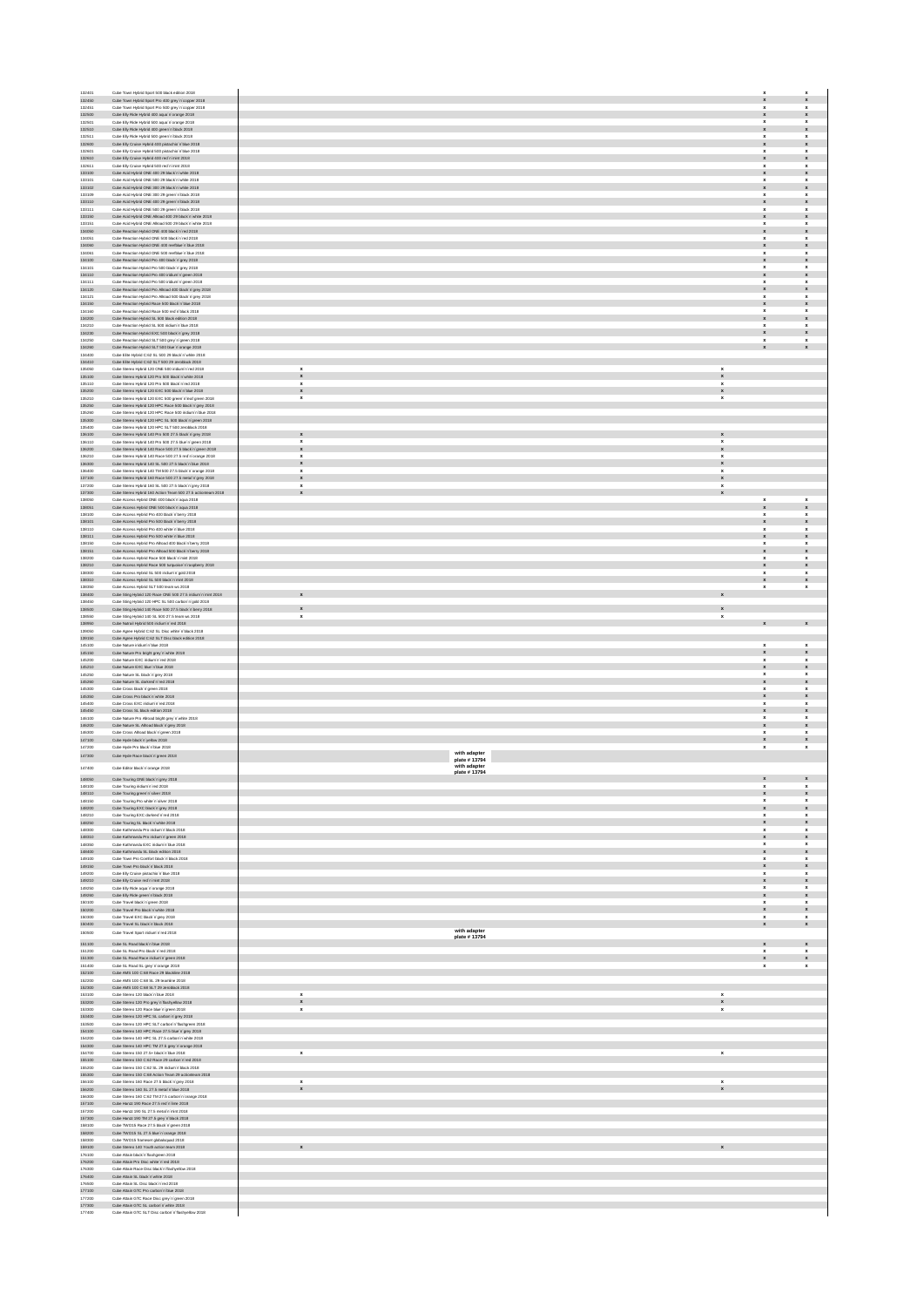| | | | | | | |
|---|---|---|---|---|---|---|
| 132401 | Cube Town Hybrid Sport 500 black edition 2018 | | | | x | x |
| 132450 | Cube Town Hybrid Sport Pro 400 grey'n'copper 2018 | | | | x | x |
| 132451 | Cube Town Hybrid Sport Pro 500 grey'n'copper 2018 | | | | x | x |
| 132500 | Cube Elly Ride Hybrid 400 aqua'n'orange 2018 | | | | x | x |
| 132501 | Cube Elly Ride Hybrid 500 aqua'n'orange 2018 | | | | x | x |
| 132510 | Cube Elly Ride Hybrid 400 green'n'black 2018 | | | | x | x |
| 132511 | Cube Elly Ride Hybrid 500 green'n'black 2018 | | | | x | x |
| 132600 | Cube Elly Cruise Hybrid 400 pistachio'n'blue 2018 | | | | x | x |
| 132601 | Cube Elly Cruise Hybrid 500 pistachio'n'blue 2018 | | | | x | x |
| 132610 | Cube Elly Cruise Hybrid 400 red'n'mint 2018 | | | | x | x |
| 132611 | Cube Elly Cruise Hybrid 500 red'n'mint 2018 | | | | x | x |
| 133100 | Cube Acid Hybrid ONE 400 29 black'n'white 2018 | | | | x | x |
| 133101 | Cube Acid Hybrid ONE 500 29 black'n'white 2018 | | | | x | x |
| 133102 | Cube Acid Hybrid ONE 300 29 black'n'white 2018 | | | | x | x |
| 133109 | Cube Acid Hybrid ONE 300 29 green'n'black 2018 | | | | x | x |
| 133110 | Cube Acid Hybrid ONE 400 29 green'n'black 2018 | | | | x | x |
| 133111 | Cube Acid Hybrid ONE 500 29 green'n'black 2018 | | | | x | x |
| 133150 | Cube Acid Hybrid ONE Allroad 400 29 black'n'white 2018 | | | | x | x |
| 133151 | Cube Acid Hybrid ONE Allroad 500 29 black'n'white 2018 | | | | x | x |
| 134050 | Cube Reaction Hybrid ONE 400 black'n'red 2018 | | | | x | x |
| 134051 | Cube Reaction Hybrid ONE 500 black'n'red 2018 | | | | x | x |
| 134060 | Cube Reaction Hybrid ONE 400 reefblue'n'blue 2018 | | | | x | x |
| 134061 | Cube Reaction Hybrid ONE 500 reefblue'n'blue 2018 | | | | x | x |
| 134100 | Cube Reaction Hybrid Pro 400 black'n'grey 2018 | | | | x | x |
| 134101 | Cube Reaction Hybrid Pro 500 black'n'grey 2018 | | | | x | x |
| 134110 | Cube Reaction Hybrid Pro 400 iridium'n'green 2018 | | | | x | x |
| 134111 | Cube Reaction Hybrid Pro 500 iridium'n'green 2018 | | | | x | x |
| 134120 | Cube Reaction Hybrid Pro Allroad 400 black'n'grey 2018 | | | | x | x |
| 134121 | Cube Reaction Hybrid Pro Allroad 500 black'n'grey 2018 | | | | x | x |
| 134150 | Cube Reaction Hybrid Race 500 black'n'blue 2018 | | | | x | x |
| 134160 | Cube Reaction Hybrid Race 500 red'n'black 2018 | | | | x | x |
| 134200 | Cube Reaction Hybrid SL 500 black edition 2018 | | | | x | x |
| 134210 | Cube Reaction Hybrid SL 500 iridium'n'blue 2018 | | | | x | x |
| 134230 | Cube Reaction Hybrid EXC 500 black'n'grey 2018 | | | | x | x |
| 134250 | Cube Reaction Hybrid SLT 500 grey'n'green 2018 | | | | x | x |
| 134280 | Cube Reaction Hybrid SLT 500 blue'n'orange 2018 | | | | x | x |
| 134400 | Cube Elite Hybrid C:62 SL 500 29 black'n'white 2018 | | | | | |
| 134410 | Cube Elite Hybrid C:62 SLT 500 29 zeroblack 2018 | | | | | |
| 135050 | Cube Stereo Hybrid 120 ONE 500 iridium'n'red 2018 | x | | x | | |
| 135100 | Cube Stereo Hybrid 120 Pro 500 black'n'white 2018 | x | | x | | |
| 135110 | Cube Stereo Hybrid 120 Pro 500 black'n'red 2018 | x | | x | | |
| 135200 | Cube Stereo Hybrid 120 EXC 500 black'n'blue 2018 | x | | x | | |
| 135210 | Cube Stereo Hybrid 120 EXC 500 green'n'reef green 2018 | x | | x | | |
| 135250 | Cube Stereo Hybrid 120 HPC Race 500 black'n'grey 2018 | | | | | |
| 135260 | Cube Stereo Hybrid 120 HPC Race 500 iridium'n'blue 2018 | | | | | |
| 135300 | Cube Stereo Hybrid 120 HPC SL 500 black'n'green 2018 | | | | | |
| 135400 | Cube Stereo Hybrid 120 HPC SLT 500 zeroblack 2018 | | | | | |
| 136100 | Cube Stereo Hybrid 140 Pro 500 27.5 black'n'grey 2018 | x | | x | | |
| 136110 | Cube Stereo Hybrid 140 Pro 500 27.5 blue'n'green 2018 | x | | x | | |
| 136200 | Cube Stereo Hybrid 140 Race 500 27.5 black'n'green 2018 | x | | x | | |
| 136210 | Cube Stereo Hybrid 140 Race 500 27.5 red'n'orange 2018 | x | | x | | |
| 136300 | Cube Stereo Hybrid 140 SL 500 27.5 black'n'blue 2018 | x | | x | | |
| 136400 | Cube Stereo Hybrid 140 TM 500 27.5 black'n'orange 2018 | x | | x | | |
| 137100 | Cube Stereo Hybrid 160 Race 500 27.5 metal'n'grey 2018 | x | | x | | |
| 137200 | Cube Stereo Hybrid 160 SL 500 27.5 black'n'grey 2018 | x | | x | | |
| 137300 | Cube Stereo Hybrid 160 Action Team 500 27.5 actionteam 2018 | x | | x | | |
| 138050 | Cube Access Hybrid ONE 400 black'n'aqua 2018 | | | | x | x |
| 138051 | Cube Access Hybrid ONE 500 black'n'aqua 2018 | | | | x | x |
| 138100 | Cube Access Hybrid Pro 400 black'n'berry 2018 | | | | x | x |
| 138101 | Cube Access Hybrid Pro 500 black'n'berry 2018 | | | | x | x |
| 138110 | Cube Access Hybrid Pro 400 white'n'blue 2018 | | | | x | x |
| 138111 | Cube Access Hybrid Pro 500 white'n'blue 2018 | | | | x | x |
| 138150 | Cube Access Hybrid Pro Allroad 400 black'n'berry 2018 | | | | x | x |
| 138151 | Cube Access Hybrid Pro Allroad 500 black'n'berry 2018 | | | | x | x |
| 138200 | Cube Access Hybrid Race 500 black'n'mint 2018 | | | | x | x |
| 138210 | Cube Access Hybrid Race 500 turquoise'n'raspberry 2018 | | | | x | x |
| 138300 | Cube Access Hybrid SL 500 iridium'n'gold 2018 | | | | x | x |
| 138310 | Cube Access Hybrid SL 500 black'n'mint 2018 | | | | x | x |
| 138350 | Cube Access Hybrid SLT 500 team wt 2018 | | | | x | x |
| 138400 | Cube Sting Hybrid 120 Race ONE 500 27.5 iridium'n'mint 2018 | x | | x | | |
| 138450 | Cube Sting Hybrid 120 HPC SL 500 carbon'n'gold 2018 | | | | | |
| 138500 | Cube Sting Hybrid 140 Race 500 27.5 black'n'berry 2018 | x | | x | | |
| 138550 | Cube Sting Hybrid 140 SL 500 27.5 team wt 2018 | x | | x | | |
| 138650 | Cube Nuroad Hybrid 500 iridium'n'red 2018 | | | | x | x |
| 139050 | Cube Agree Hybrid C:62 SL Disc white'n'black 2018 | | | | | |
| 139150 | Cube Agree Hybrid C:62 SLT Disc black edition 2018 | | | | | |
| 145100 | Cube Nature iridium'n'blue 2018 | | | | x | x |
| 145150 | Cube Nature Pro bright grey'n'white 2018 | | | | x | x |
| 145200 | Cube Nature EXC iridium'n'red 2018 | | | | x | x |
| 145210 | Cube Nature EXC blue'n'blue 2018 | | | | x | x |
| 145250 | Cube Nature SL black'n'grey 2018 | | | | x | x |
| 145260 | Cube Nature SL darkred'n'red 2018 | | | | x | x |
| 145300 | Cube Cross black'n'green 2018 | | | | x | x |
| 145350 | Cube Cross Pro black'n'white 2018 | | | | x | x |
| 145400 | Cube Cross EXC iridium'n'red 2018 | | | | x | x |
| 145450 | Cube Cross SL black edition 2018 | | | | x | x |
| 146100 | Cube Nature Pro Allroad bright grey'n'white 2018 | | | | x | x |
| 146200 | Cube Nature SL Allroad black'n'grey 2018 | | | | x | x |
| 146300 | Cube Cross Allroad black'n'green 2018 | | | | x | x |
| 147100 | Cube Hyde black'n'yellow 2018 | | | | x | x |
| 147200 | Cube Hyde Pro black'n'blue 2018 | | | | x | x |
| 147300 | Cube Hyde Race black'n'green 2018 | | with adapter plate # 13794 | | | |
| 147400 | Cube Editor black'n'orange 2018 | | with adapter plate # 13794 | | | |
| 148050 | Cube Touring ONE black'n'grey 2018 | | | | x | x |
| 148100 | Cube Touring iridium'n'red 2018 | | | | x | x |
| 148110 | Cube Touring green'n'silver 2018 | | | | x | x |
| 148150 | Cube Touring Pro white'n'silver 2018 | | | | x | x |
| 148200 | Cube Touring EXC black'n'grey 2018 | | | | x | x |
| 148210 | Cube Touring EXC darkred'n'red 2018 | | | | x | x |
| 148250 | Cube Touring SL black'n'white 2018 | | | | x | x |
| 148300 | Cube Kathmandu Pro iridium'n'black 2018 | | | | x | x |
| 148310 | Cube Kathmandu Pro iridium'n'green 2018 | | | | x | x |
| 148350 | Cube Kathmandu EXC iridium'n'blue 2018 | | | | x | x |
| 148400 | Cube Kathmandu SL black edition 2018 | | | | x | x |
| 149100 | Cube Town Pro Comfort black'n'black 2018 | | | | x | x |
| 149150 | Cube Town Pro black'n'black 2018 | | | | x | x |
| 149200 | Cube Elly Cruise pistachio'n'blue 2018 | | | | x | x |
| 149210 | Cube Elly Cruise red'n'mint 2018 | | | | x | x |
| 149250 | Cube Elly Ride aqua'n'orange 2018 | | | | x | x |
| 149260 | Cube Elly Ride green'n'black 2018 | | | | x | x |
| 150100 | Cube Travel black'n'green 2018 | | | | x | x |
| 150200 | Cube Travel Pro black'n'white 2018 | | | | x | x |
| 150300 | Cube Travel EXC black'n'grey 2018 | | | | x | x |
| 150400 | Cube Travel SL black'n'black 2018 | | | | x | x |
| 150500 | Cube Travel Sport iridium'n'red 2018 | | with adapter plate # 13794 | | | |
| 151100 | Cube SL Road black'n'blue 2018 | | | | x | x |
| 151200 | Cube SL Road Pro black'n'red 2018 | | | | x | x |
| 151300 | Cube SL Road Race iridium'n'green 2018 | | | | x | x |
| 151400 | Cube SL Road SL grey'n'orange 2018 | | | | x | x |
| 152100 | Cube AMS 100 C:68 Race 29 blackline 2018 | | | | | |
| 152200 | Cube AMS 100 C:68 SL 29 teamline 2018 | | | | | |
| 152300 | Cube AMS 100 C:68 SLT 29 zeroblack 2018 | | | | | |
| 153100 | Cube Stereo 120 black'n'blue 2018 | x | | x | | |
| 153200 | Cube Stereo 120 Pro grey'n'flashyellow 2018 | x | | x | | |
| 153300 | Cube Stereo 120 Race blue'n'green 2018 | x | | x | | |
| 153400 | Cube Stereo 120 HPC SL carbon'n'grey 2018 | | | | | |
| 153500 | Cube Stereo 120 HPC SLT carbon'n'flashgreen 2018 | | | | | |
| 154100 | Cube Stereo 140 HPC Race 27.5 blue'n'grey 2018 | | | | | |
| 154200 | Cube Stereo 140 HPC SL 27.5 carbon'n'white 2018 | | | | | |
| 154300 | Cube Stereo 140 HPC TM 27.5 grey'n'orange 2018 | | | | | |
| 154700 | Cube Stereo 150 27.5+ black'n'blue 2018 | x | | x | | |
| 155100 | Cube Stereo 150 C:62 Race 29 carbon'n'red 2018 | | | | | |
| 155200 | Cube Stereo 150 C:62 SL 29 iridium'n'black 2018 | | | | | |
| 155300 | Cube Stereo 150 C:68 Action Team 29 actionteam 2018 | | | | | |
| 156100 | Cube Stereo 160 Race 27.5 black'n'grey 2018 | x | | x | | |
| 156200 | Cube Stereo 160 SL 27.5 metal'n'blue 2018 | x | | x | | |
| 156300 | Cube Stereo 160 C:62 TM 27.5 carbon'n'orange 2018 | | | | | |
| 157100 | Cube Hanzz 190 Race 27.5 red'n'lime 2018 | | | | | |
| 157200 | Cube Hanzz 190 SL 27.5 metal'n'mint 2018 | | | | | |
| 157300 | Cube Hanzz 190 TM 27.5 grey'n'black 2018 | | | | | |
| 158100 | Cube TWO15 Race 27.5 black'n'green 2018 | | | | | |
| 158200 | Cube TWO15 SL 27.5 blue'n'orange 2018 | | | | | |
| 158300 | Cube TWO15 frameset globalsquad 2018 | | | | | |
| 159100 | Cube Stereo 140 Youth action team 2018 | x | | x | | |
| 176100 | Cube Attain black'n'flashgreen 2018 | | | | | |
| 176200 | Cube Attain Pro Disc white'n'red 2018 | | | | | |
| 176300 | Cube Attain Race Disc black'n'flashyellow 2018 | | | | | |
| 176400 | Cube Attain SL black'n'white 2018 | | | | | |
| 176500 | Cube Attain SL Disc black'n'red 2018 | | | | | |
| 177100 | Cube Attain GTC Pro carbon'n'blue 2018 | | | | | |
| 177200 | Cube Attain GTC Race Disc grey'n'green 2018 | | | | | |
| 177300 | Cube Attain GTC SL carbon'n'white 2018 | | | | | |
| 177400 | Cube Attain GTC SLT Disc carbon'n'flashyellow 2018 | | | | | |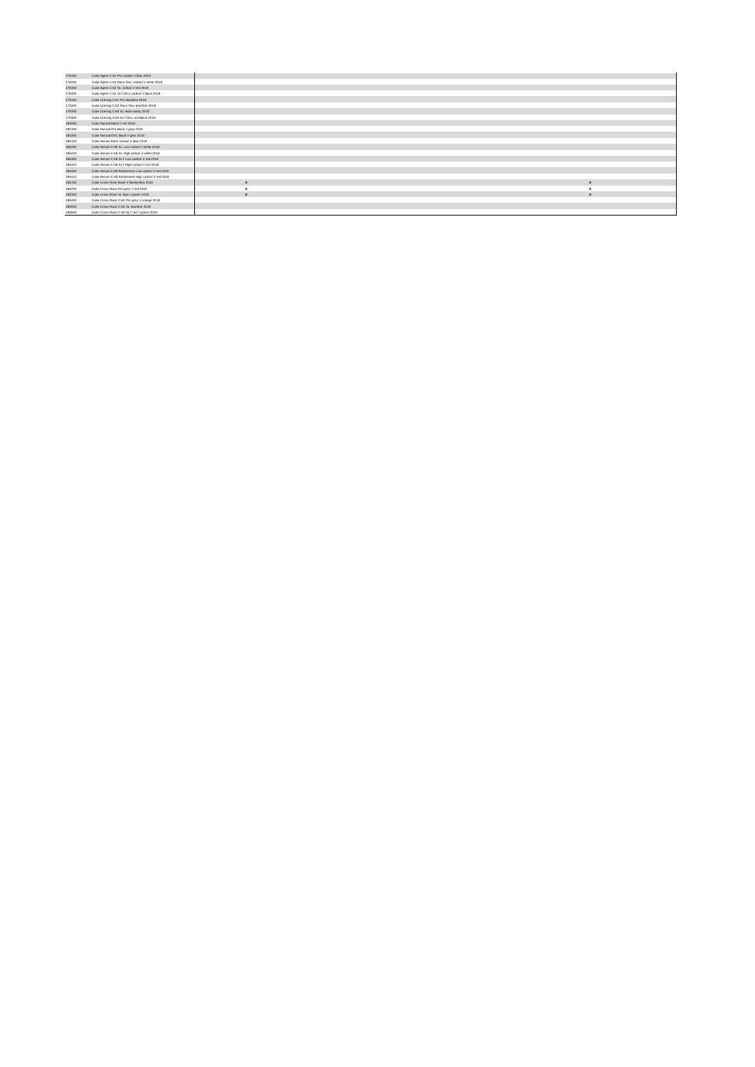| | | | |
|---|---|---|---|
| 179100 | Cube Agree C:62 Pro carbon'n'blue 2018 | | |
| 179200 | Cube Agree C:62 Race Disc carbon'n'white 2018 | | |
| 179300 | Cube Agree C:62 SL carbon'n'red 2018 | | |
| 179400 | Cube Agree C:62 SLT Disc carbon'n'black 2018 | | |
| 179100 | Cube Litening C:62 Pro Backline 2018 | | |
| 179200 | Cube Litening C:62 Race Disc teamline 2018 | | |
| 179300 | Cube Litening C:68 SL teamvanity 2018 | | |
| 179400 | Cube Litening C:68 SLT Disc zeroblack 2018 | | |
| 180050 | Cube Nuroad black'n'red 2018 | | |
| 180100 | Cube Nuroad Pro black'n'grey 2018 | | |
| 180200 | Cube Nuroad EXC black'n'grey 2018 | | |
| 186100 | Cube Aerium Race carbon'n'blue 2018 | | |
| 186200 | Cube Aerium C:68 SL Low carbon'n'white 2018 | | |
| 186210 | Cube Aerium C:68 SL High carbon'n'white 2018 | | |
| 186300 | Cube Aerium C:68 SLT Low carbon'n'red 2018 | | |
| 186310 | Cube Aerium C:68 SLT High carbon'n'red 2018 | | |
| 186400 | Cube Aerium C:68 Rahmenset Low carbon'n'red 2018 | | |
| 186410 | Cube Aerium C:68 Rahmenset High carbon'n'red 2018 | | |
| 188100 | Cube Cross Race black'n'flashyellow 2018 | x | x |
| 188200 | Cube Cross Race Pro grey'n'red 2018 | x | x |
| 188300 | Cube Cross Race SL blue'n'green 2018 | x | x |
| 188400 | Cube Cross Race C:62 Pro grey'n'orange 2018 | | |
| 188500 | Cube Cross Race C:62 SL teamline 2018 | | |
| 188600 | Cube Cross Race C:62 SLT red'n'green 2018 | | |